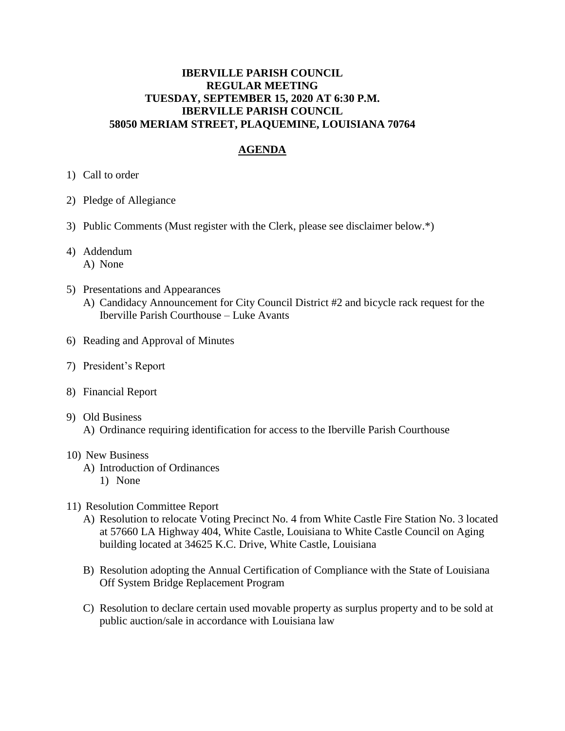**IBERVILLE PARISH COUNCIL**
**REGULAR MEETING**
**TUESDAY, SEPTEMBER 15, 2020 AT 6:30 P.M.**
**IBERVILLE PARISH COUNCIL**
**58050 MERIAM STREET, PLAQUEMINE, LOUISIANA 70764**

## AGENDA

1) Call to order

2) Pledge of Allegiance

3) Public Comments (Must register with the Clerk, please see disclaimer below.*)

4) Addendum
   A) None

5) Presentations and Appearances
   A) Candidacy Announcement for City Council District #2 and bicycle rack request for the Iberville Parish Courthouse – Luke Avants

6) Reading and Approval of Minutes

7) President's Report

8) Financial Report

9) Old Business
   A) Ordinance requiring identification for access to the Iberville Parish Courthouse

10) New Business
    A) Introduction of Ordinances
       1) None

11) Resolution Committee Report
    A) Resolution to relocate Voting Precinct No. 4 from White Castle Fire Station No. 3 located at 57660 LA Highway 404, White Castle, Louisiana to White Castle Council on Aging building located at 34625 K.C. Drive, White Castle, Louisiana

    B) Resolution adopting the Annual Certification of Compliance with the State of Louisiana Off System Bridge Replacement Program

    C) Resolution to declare certain used movable property as surplus property and to be sold at public auction/sale in accordance with Louisiana law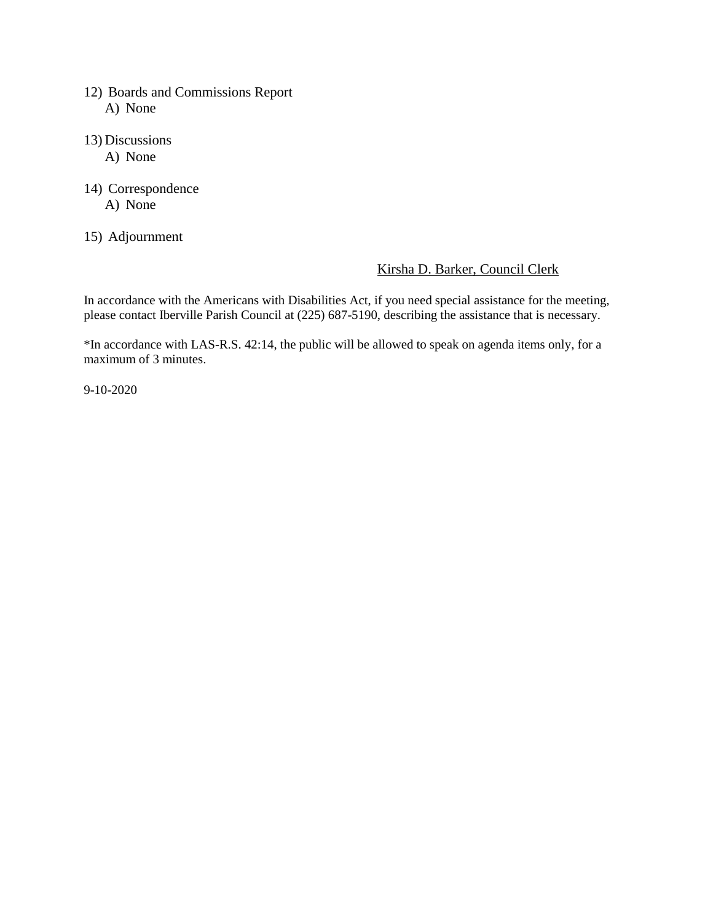12) Boards and Commissions Report
    A) None

13) Discussions
    A) None

14) Correspondence
    A) None

15) Adjournment

Kirsha D. Barker, Council Clerk

In accordance with the Americans with Disabilities Act, if you need special assistance for the meeting, please contact Iberville Parish Council at (225) 687-5190, describing the assistance that is necessary.

*In accordance with LAS-R.S. 42:14, the public will be allowed to speak on agenda items only, for a maximum of 3 minutes.

9-10-2020